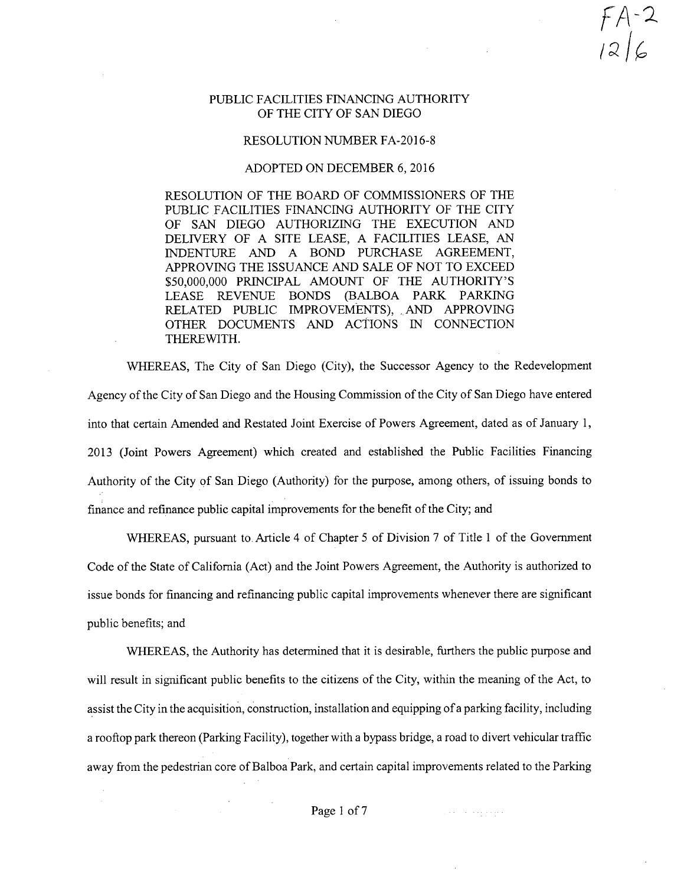FA-2
12/6

# PUBLIC FACILITIES FINANCING AUTHORITY OF THE CITY OF SAN DIEGO

## RESOLUTION NUMBER FA-2016-8

## ADOPTED ON DECEMBER 6, 2016

RESOLUTION OF THE BOARD OF COMMISSIONERS OF THE PUBLIC FACILITIES FINANCING AUTHORITY OF THE CITY OF SAN DIEGO AUTHORIZING THE EXECUTION AND DELIVERY OF A SITE LEASE, A FACILITIES LEASE, AN INDENTURE AND A BOND PURCHASE AGREEMENT, APPROVING THE ISSUANCE AND SALE OF NOT TO EXCEED $50,000,000 PRINCIPAL AMOUNT OF THE AUTHORITY'S LEASE REVENUE BONDS (BALBOA PARK PARKING RELATED PUBLIC IMPROVEMENTS), AND APPROVING OTHER DOCUMENTS AND ACTIONS IN CONNECTION THEREWITH.

WHEREAS, The City of San Diego (City), the Successor Agency to the Redevelopment Agency of the City of San Diego and the Housing Commission of the City of San Diego have entered into that certain Amended and Restated Joint Exercise of Powers Agreement, dated as of January 1, 2013 (Joint Powers Agreement) which created and established the Public Facilities Financing Authority of the City of San Diego (Authority) for the purpose, among others, of issuing bonds to finance and refinance public capital improvements for the benefit of the City; and

WHEREAS, pursuant to Article 4 of Chapter 5 of Division 7 of Title 1 of the Government Code of the State of California (Act) and the Joint Powers Agreement, the Authority is authorized to issue bonds for financing and refinancing public capital improvements whenever there are significant public benefits; and

WHEREAS, the Authority has determined that it is desirable, furthers the public purpose and will result in significant public benefits to the citizens of the City, within the meaning of the Act, to assist the City in the acquisition, construction, installation and equipping of a parking facility, including a rooftop park thereon (Parking Facility), together with a bypass bridge, a road to divert vehicular traffic away from the pedestrian core of Balboa Park, and certain capital improvements related to the Parking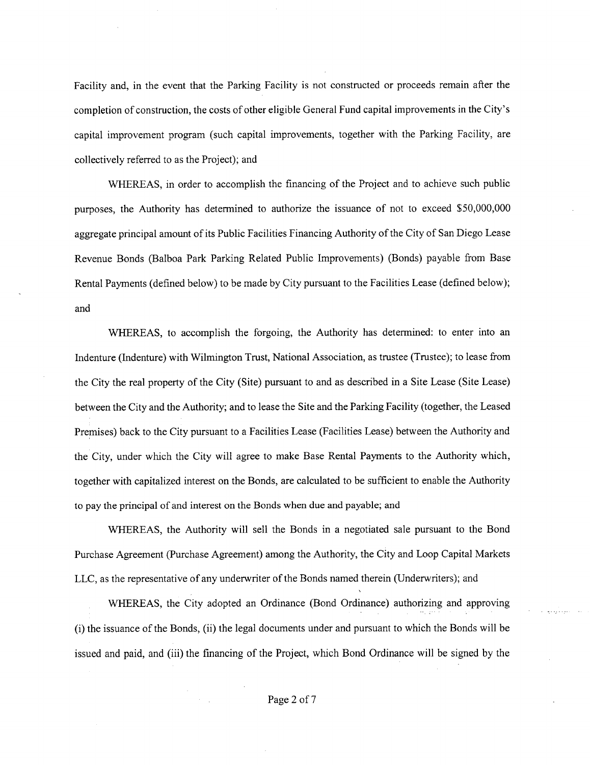Facility and, in the event that the Parking Facility is not constructed or proceeds remain after the completion of construction, the costs of other eligible General Fund capital improvements in the City's capital improvement program (such capital improvements, together with the Parking Facility, are collectively referred to as the Project); and

WHEREAS, in order to accomplish the financing of the Project and to achieve such public purposes, the Authority has determined to authorize the issuance of not to exceed $50,000,000 aggregate principal amount of its Public Facilities Financing Authority of the City of San Diego Lease Revenue Bonds (Balboa Park Parking Related Public Improvements) (Bonds) payable from Base Rental Payments (defined below) to be made by City pursuant to the Facilities Lease (defined below); and

WHEREAS, to accomplish the forgoing, the Authority has determined: to enter into an Indenture (Indenture) with Wilmington Trust, National Association, as trustee (Trustee); to lease from the City the real property of the City (Site) pursuant to and as described in a Site Lease (Site Lease) between the City and the Authority; and to lease the Site and the Parking Facility (together, the Leased Premises) back to the City pursuant to a Facilities Lease (Facilities Lease) between the Authority and the City, under which the City will agree to make Base Rental Payments to the Authority which, together with capitalized interest on the Bonds, are calculated to be sufficient to enable the Authority to pay the principal of and interest on the Bonds when due and payable; and

WHEREAS, the Authority will sell the Bonds in a negotiated sale pursuant to the Bond Purchase Agreement (Purchase Agreement) among the Authority, the City and Loop Capital Markets LLC, as the representative of any underwriter of the Bonds named therein (Underwriters); and

WHEREAS, the City adopted an Ordinance (Bond Ordinance) authorizing and approving (i) the issuance of the Bonds, (ii) the legal documents under and pursuant to which the Bonds will be issued and paid, and (iii) the financing of the Project, which Bond Ordinance will be signed by the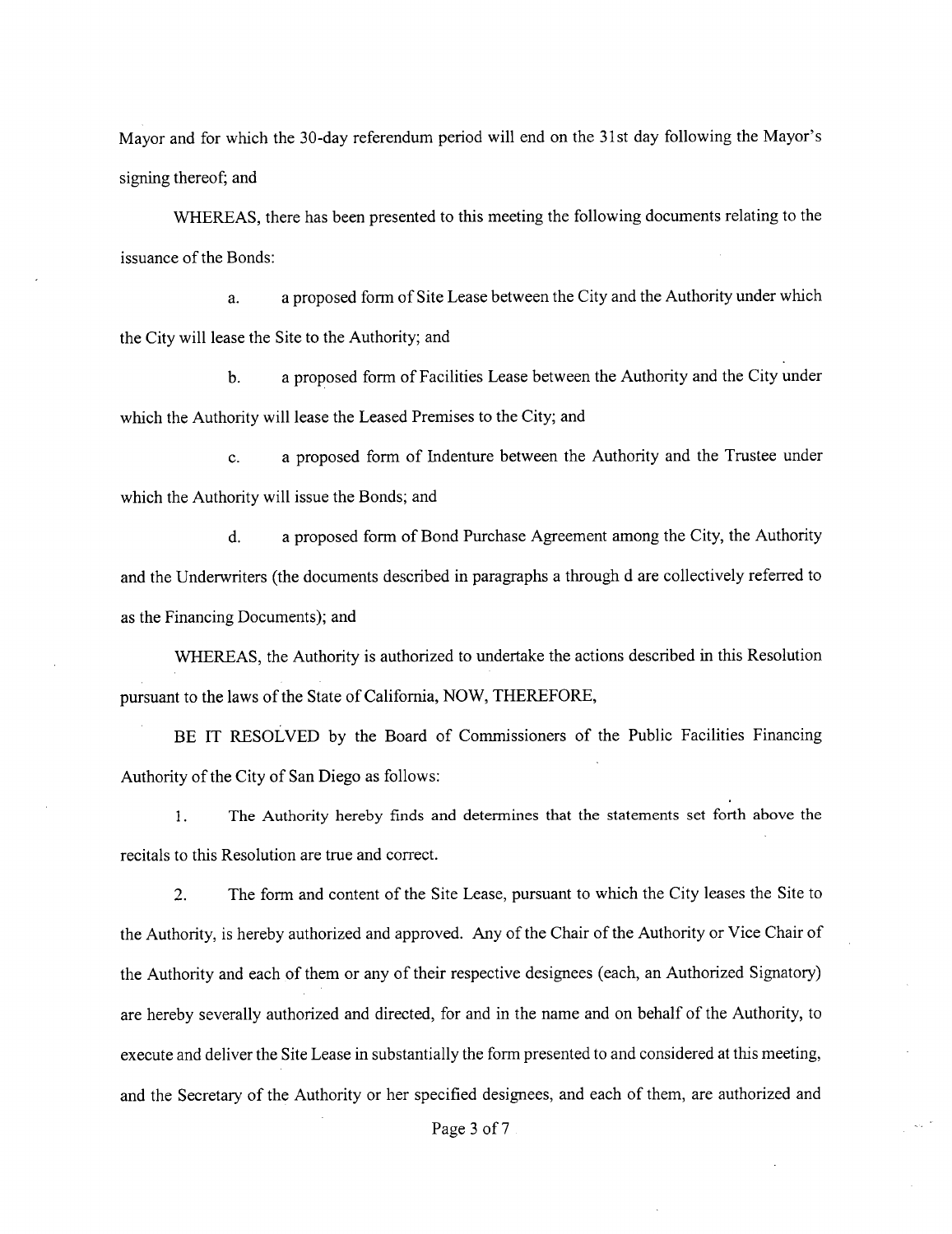Mayor and for which the 30-day referendum period will end on the 31st day following the Mayor's signing thereof; and

WHEREAS, there has been presented to this meeting the following documents relating to the issuance of the Bonds:

a. a proposed form of Site Lease between the City and the Authority under which the City will lease the Site to the Authority; and

b. a proposed form of Facilities Lease between the Authority and the City under which the Authority will lease the Leased Premises to the City; and

c. a proposed form of Indenture between the Authority and the Trustee under which the Authority will issue the Bonds; and

d. a proposed form of Bond Purchase Agreement among the City, the Authority and the Underwriters (the documents described in paragraphs a through d are collectively referred to as the Financing Documents); and

WHEREAS, the Authority is authorized to undertake the actions described in this Resolution pursuant to the laws of the State of California, NOW, THEREFORE,

BE IT RESOLVED by the Board of Commissioners of the Public Facilities Financing Authority of the City of San Diego as follows:

1. The Authority hereby finds and determines that the statements set forth above the recitals to this Resolution are true and correct.

2. The form and content of the Site Lease, pursuant to which the City leases the Site to the Authority, is hereby authorized and approved. Any of the Chair of the Authority or Vice Chair of the Authority and each of them or any of their respective designees (each, an Authorized Signatory) are hereby severally authorized and directed, for and in the name and on behalf of the Authority, to execute and deliver the Site Lease in substantially the form presented to and considered at this meeting, and the Secretary of the Authority or her specified designees, and each of them, are authorized and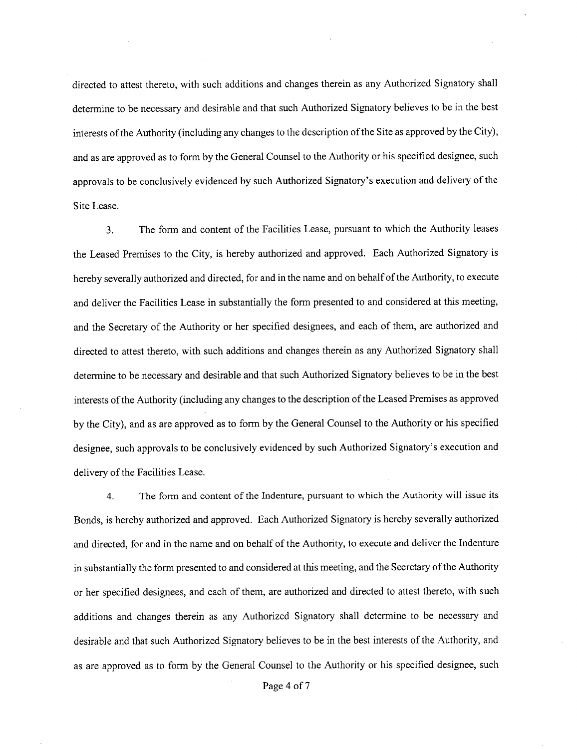directed to attest thereto, with such additions and changes therein as any Authorized Signatory shall determine to be necessary and desirable and that such Authorized Signatory believes to be in the best interests of the Authority (including any changes to the description of the Site as approved by the City), and as are approved as to form by the General Counsel to the Authority or his specified designee, such approvals to be conclusively evidenced by such Authorized Signatory's execution and delivery of the Site Lease.

3. The form and content of the Facilities Lease, pursuant to which the Authority leases the Leased Premises to the City, is hereby authorized and approved. Each Authorized Signatory is hereby severally authorized and directed, for and in the name and on behalf of the Authority, to execute and deliver the Facilities Lease in substantially the form presented to and considered at this meeting, and the Secretary of the Authority or her specified designees, and each of them, are authorized and directed to attest thereto, with such additions and changes therein as any Authorized Signatory shall determine to be necessary and desirable and that such Authorized Signatory believes to be in the best interests of the Authority (including any changes to the description of the Leased Premises as approved by the City), and as are approved as to form by the General Counsel to the Authority or his specified designee, such approvals to be conclusively evidenced by such Authorized Signatory's execution and delivery of the Facilities Lease.

4. The form and content of the Indenture, pursuant to which the Authority will issue its Bonds, is hereby authorized and approved. Each Authorized Signatory is hereby severally authorized and directed, for and in the name and on behalf of the Authority, to execute and deliver the Indenture in substantially the form presented to and considered at this meeting, and the Secretary of the Authority or her specified designees, and each of them, are authorized and directed to attest thereto, with such additions and changes therein as any Authorized Signatory shall determine to be necessary and desirable and that such Authorized Signatory believes to be in the best interests of the Authority, and as are approved as to form by the General Counsel to the Authority or his specified designee, such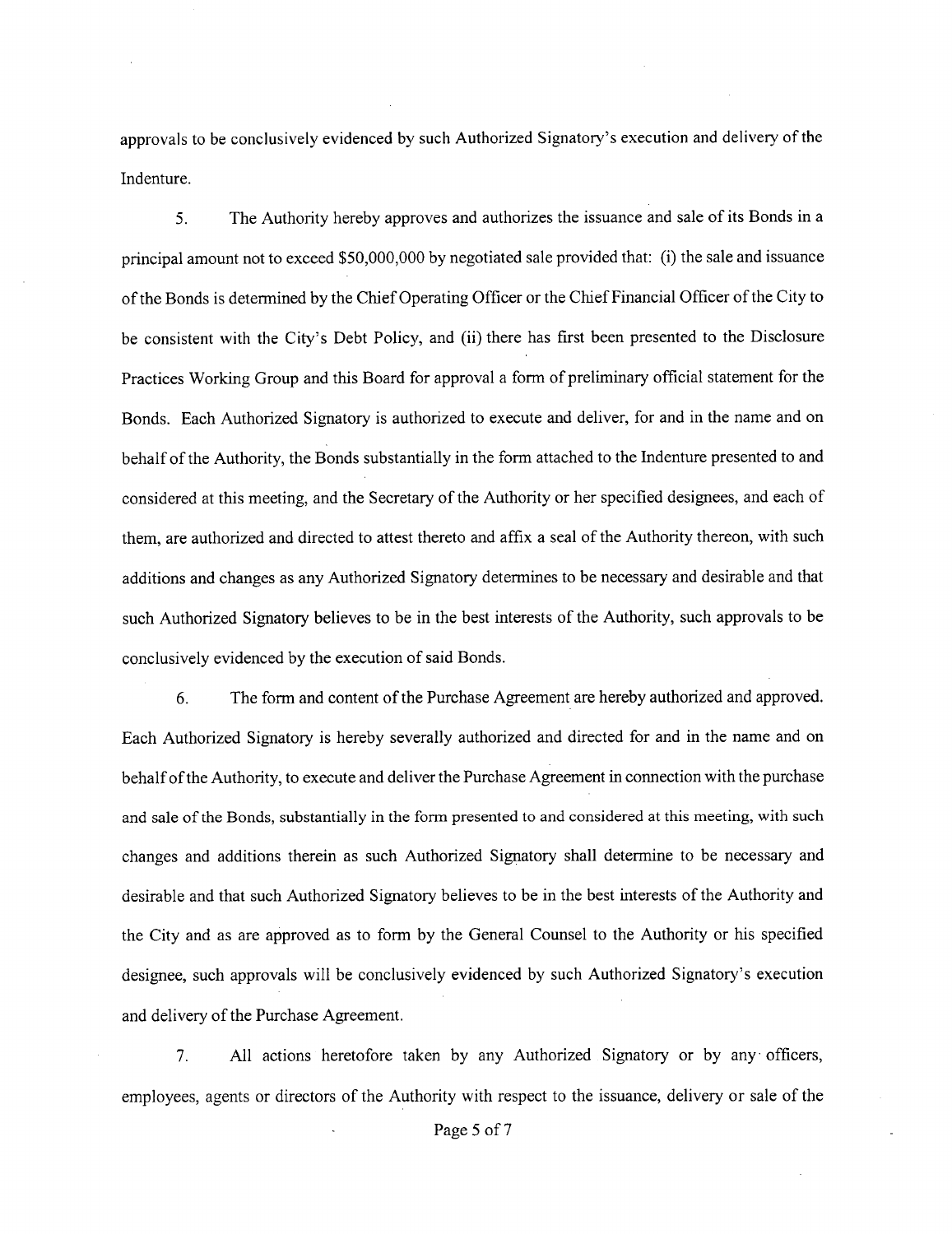approvals to be conclusively evidenced by such Authorized Signatory's execution and delivery of the Indenture.

5. The Authority hereby approves and authorizes the issuance and sale of its Bonds in a principal amount not to exceed $50,000,000 by negotiated sale provided that: (i) the sale and issuance of the Bonds is determined by the Chief Operating Officer or the Chief Financial Officer of the City to be consistent with the City's Debt Policy, and (ii) there has first been presented to the Disclosure Practices Working Group and this Board for approval a form of preliminary official statement for the Bonds. Each Authorized Signatory is authorized to execute and deliver, for and in the name and on behalf of the Authority, the Bonds substantially in the form attached to the Indenture presented to and considered at this meeting, and the Secretary of the Authority or her specified designees, and each of them, are authorized and directed to attest thereto and affix a seal of the Authority thereon, with such additions and changes as any Authorized Signatory determines to be necessary and desirable and that such Authorized Signatory believes to be in the best interests of the Authority, such approvals to be conclusively evidenced by the execution of said Bonds.

6. The form and content of the Purchase Agreement are hereby authorized and approved. Each Authorized Signatory is hereby severally authorized and directed for and in the name and on behalf of the Authority, to execute and deliver the Purchase Agreement in connection with the purchase and sale of the Bonds, substantially in the form presented to and considered at this meeting, with such changes and additions therein as such Authorized Signatory shall determine to be necessary and desirable and that such Authorized Signatory believes to be in the best interests of the Authority and the City and as are approved as to form by the General Counsel to the Authority or his specified designee, such approvals will be conclusively evidenced by such Authorized Signatory's execution and delivery of the Purchase Agreement.

7. All actions heretofore taken by any Authorized Signatory or by any officers, employees, agents or directors of the Authority with respect to the issuance, delivery or sale of the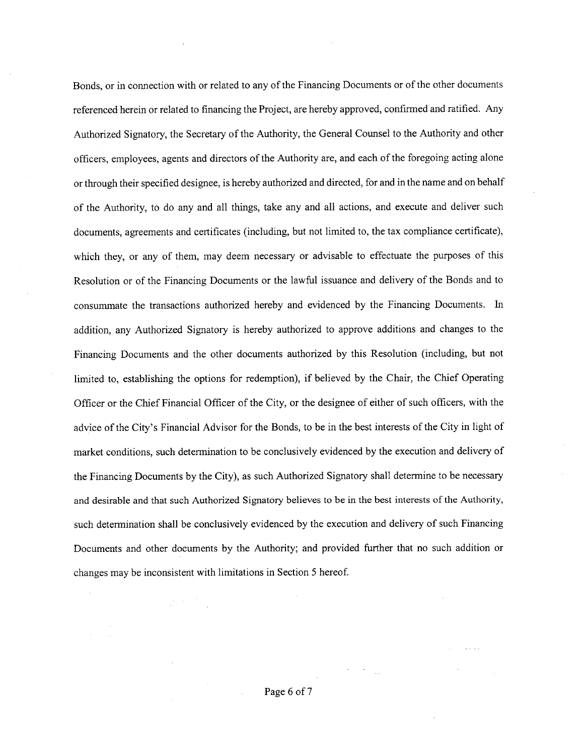Bonds, or in connection with or related to any of the Financing Documents or of the other documents referenced herein or related to financing the Project, are hereby approved, confirmed and ratified. Any Authorized Signatory, the Secretary of the Authority, the General Counsel to the Authority and other officers, employees, agents and directors of the Authority are, and each of the foregoing acting alone or through their specified designee, is hereby authorized and directed, for and in the name and on behalf of the Authority, to do any and all things, take any and all actions, and execute and deliver such documents, agreements and certificates (including, but not limited to, the tax compliance certificate), which they, or any of them, may deem necessary or advisable to effectuate the purposes of this Resolution or of the Financing Documents or the lawful issuance and delivery of the Bonds and to consummate the transactions authorized hereby and evidenced by the Financing Documents. In addition, any Authorized Signatory is hereby authorized to approve additions and changes to the Financing Documents and the other documents authorized by this Resolution (including, but not limited to, establishing the options for redemption), if believed by the Chair, the Chief Operating Officer or the Chief Financial Officer of the City, or the designee of either of such officers, with the advice of the City's Financial Advisor for the Bonds, to be in the best interests of the City in light of market conditions, such determination to be conclusively evidenced by the execution and delivery of the Financing Documents by the City), as such Authorized Signatory shall determine to be necessary and desirable and that such Authorized Signatory believes to be in the best interests of the Authority, such determination shall be conclusively evidenced by the execution and delivery of such Financing Documents and other documents by the Authority; and provided further that no such addition or changes may be inconsistent with limitations in Section 5 hereof.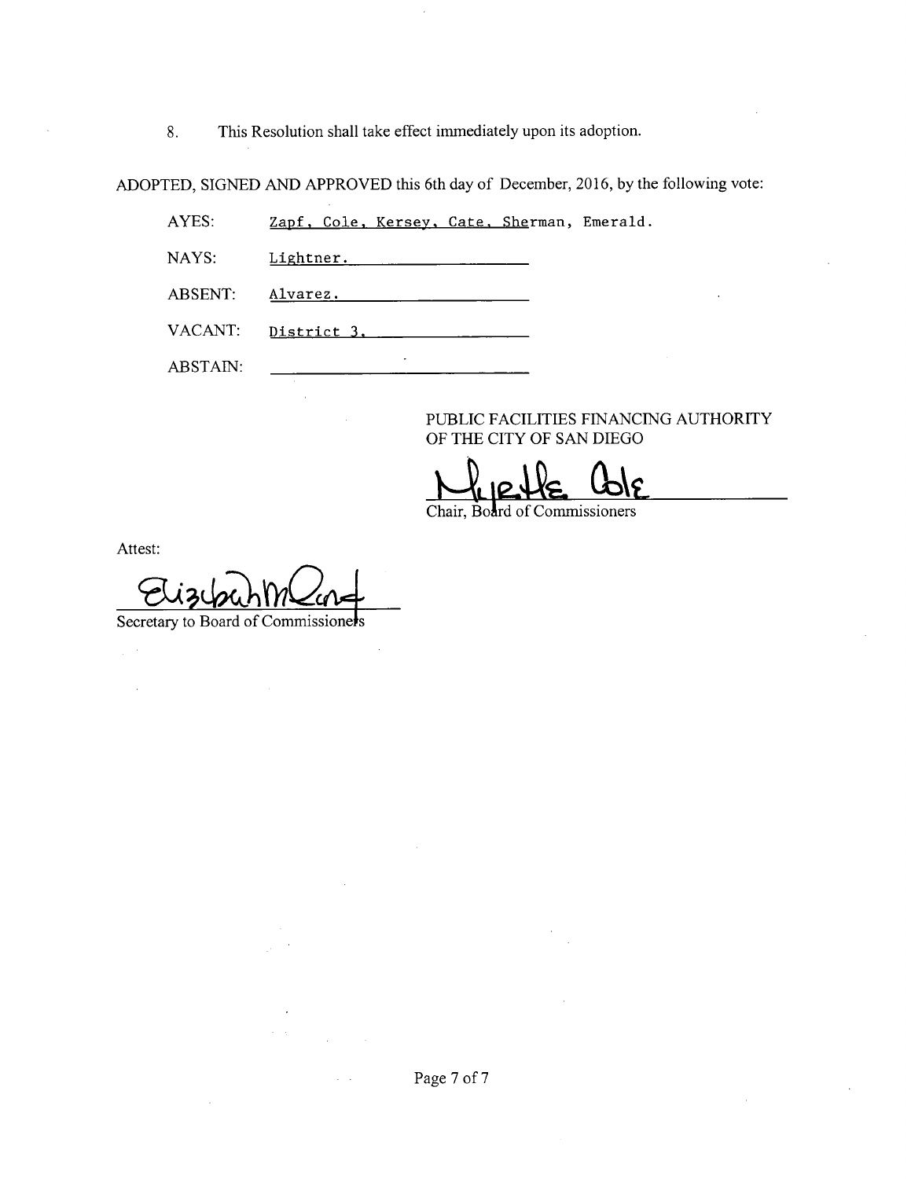8. This Resolution shall take effect immediately upon its adoption.

ADOPTED, SIGNED AND APPROVED this 6th day of December, 2016, by the following vote:

| | |
|---|---|
| AYES: | Zapf, Cole, Kersey, Cate, Sherman, Emerald. |
| NAYS: | Lightner. |
| ABSENT: | Alvarez. |
| VACANT: | District 3. |
| ABSTAIN: | |

PUBLIC FACILITIES FINANCING AUTHORITY
OF THE CITY OF SAN DIEGO

Myrtle Cole
Chair, Board of Commissioners

Attest:

Elizabeth Maland
Secretary to Board of Commissioners